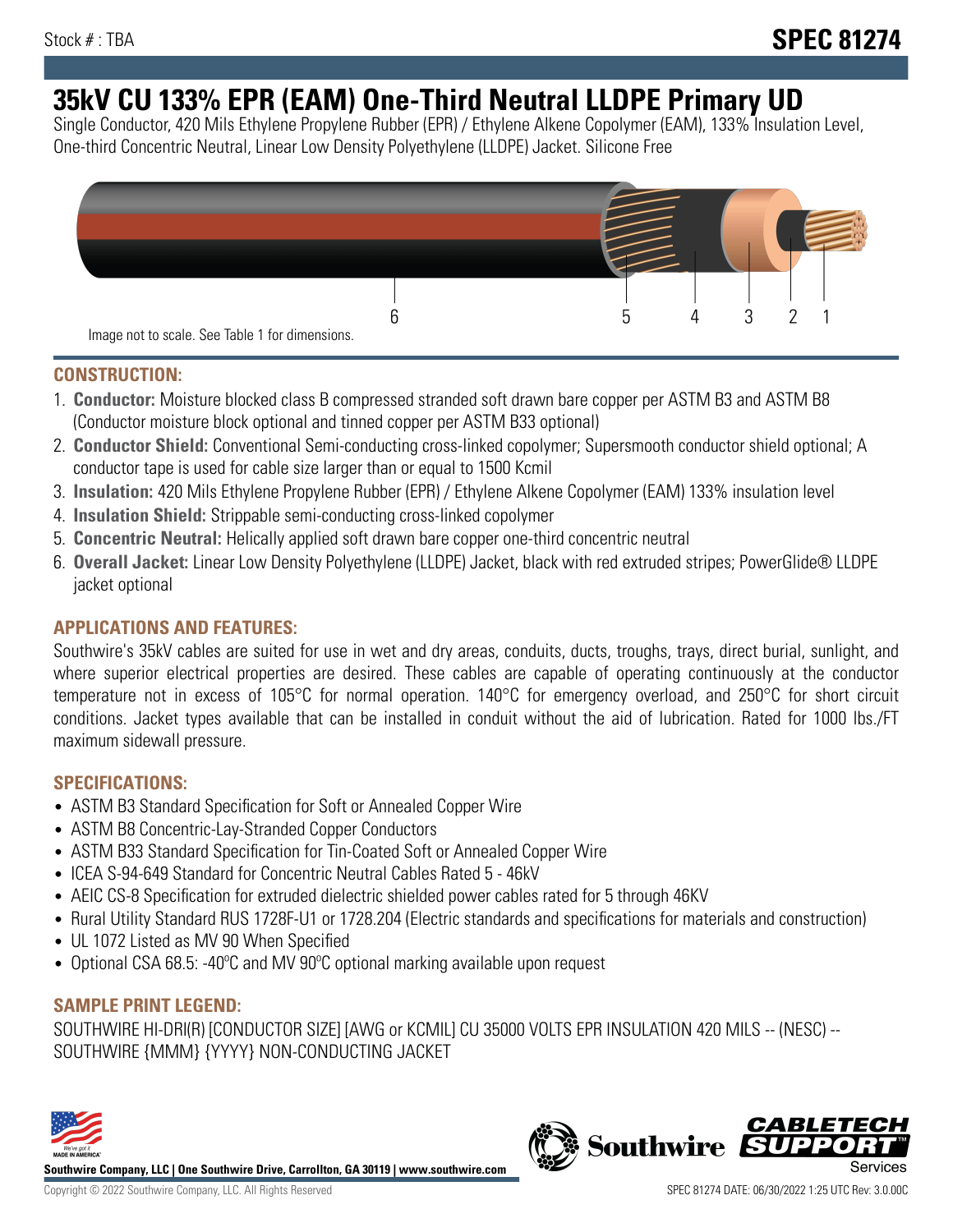Stock # : TBA

# SPEC 81274

# 35kV CU 133% EPR (EAM) One-Third Neutral LLDPE Primary UD

Single Conductor, 420 Mils Ethylene Propylene Rubber (EPR) / Ethylene Alkene Copolymer (EAM), 133% Insulation Level, One-third Concentric Neutral, Linear Low Density Polyethylene (LLDPE) Jacket. Silicone Free

6 5 4 3 2 1

Image not to scale. See Table 1 for dimensions.

## CONSTRUCTION:

1. **Conductor:** Moisture blocked class B compressed stranded soft drawn bare copper per ASTM B3 and ASTM B8 (Conductor moisture block optional and tinned copper per ASTM B33 optional)
2. **Conductor Shield:** Conventional Semi-conducting cross-linked copolymer; Supersmooth conductor shield optional; A conductor tape is used for cable size larger than or equal to 1500 Kcmil
3. **Insulation:** 420 Mils Ethylene Propylene Rubber (EPR) / Ethylene Alkene Copolymer (EAM) 133% insulation level
4. **Insulation Shield:** Strippable semi-conducting cross-linked copolymer
5. **Concentric Neutral:** Helically applied soft drawn bare copper one-third concentric neutral
6. **Overall Jacket:** Linear Low Density Polyethylene (LLDPE) Jacket, black with red extruded stripes; PowerGlide® LLDPE jacket optional

## APPLICATIONS AND FEATURES:

Southwire's 35kV cables are suited for use in wet and dry areas, conduits, ducts, troughs, trays, direct burial, sunlight, and where superior electrical properties are desired. These cables are capable of operating continuously at the conductor temperature not in excess of 105°C for normal operation. 140°C for emergency overload, and 250°C for short circuit conditions. Jacket types available that can be installed in conduit without the aid of lubrication. Rated for 1000 lbs./FT maximum sidewall pressure.

## SPECIFICATIONS:

- ASTM B3 Standard Specification for Soft or Annealed Copper Wire
- ASTM B8 Concentric-Lay-Stranded Copper Conductors
- ASTM B33 Standard Specification for Tin-Coated Soft or Annealed Copper Wire
- ICEA S-94-649 Standard for Concentric Neutral Cables Rated 5 - 46kV
- AEIC CS-8 Specification for extruded dielectric shielded power cables rated for 5 through 46KV
- Rural Utility Standard RUS 1728F-U1 or 1728.204 (Electric standards and specifications for materials and construction)
- UL 1072 Listed as MV 90 When Specified
- Optional CSA 68.5: -40ºC and MV 90ºC optional marking available upon request

## SAMPLE PRINT LEGEND:

SOUTHWIRE HI-DRI(R) [CONDUCTOR SIZE] [AWG or KCMIL] CU 35000 VOLTS EPR INSULATION 420 MILS -- (NESC) -- SOUTHWIRE {MMM} {YYYY} NON-CONDUCTING JACKET

**Southwire Company, LLC | One Southwire Drive, Carrollton, GA 30119 | www.southwire.com**

Copyright © 2022 Southwire Company, LLC. All Rights Reserved

SPEC 81274 DATE: 06/30/2022 1:25 UTC Rev: 3.0.00C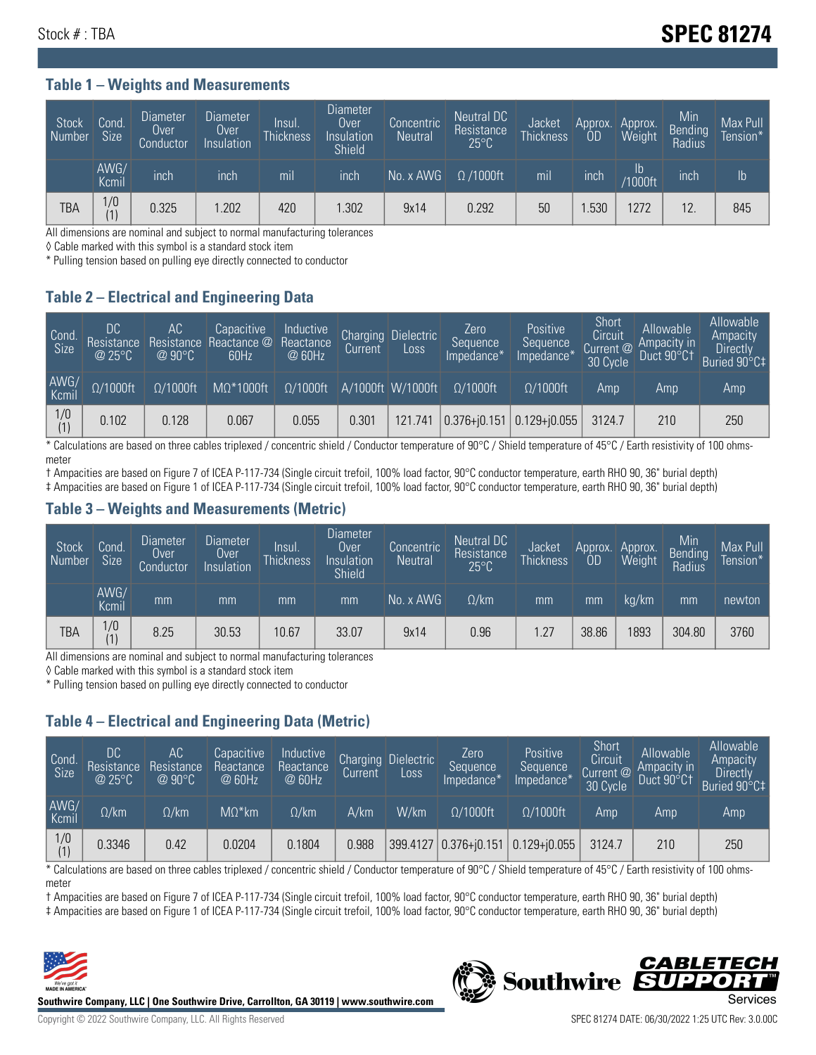Stock # : TBA

# SPEC 81274

### Table 1 – Weights and Measurements

| Stock Number | Cond. Size | Diameter Over Conductor | Diameter Over Insulation | Insul. Thickness | Diameter Over Insulation Shield | Concentric Neutral | Neutral DC Resistance 25°C | Jacket Thickness | Approx. OD | Approx. Weight | Min Bending Radius | Max Pull Tension* |
|---|---|---|---|---|---|---|---|---|---|---|---|---|
| | AWG/ Kcmil | inch | inch | mil | inch | No. x AWG | Ω /1000ft | mil | inch | lb /1000ft | inch | lb |
| TBA | 1/0 (1) | 0.325 | 1.202 | 420 | 1.302 | 9x14 | 0.292 | 50 | 1.530 | 1272 | 12. | 845 |

All dimensions are nominal and subject to normal manufacturing tolerances

◊ Cable marked with this symbol is a standard stock item

* Pulling tension based on pulling eye directly connected to conductor

### Table 2 – Electrical and Engineering Data

| Cond. Size | DC Resistance @ 25°C | AC Resistance @ 90°C | Capacitive Reactance @ 60Hz | Inductive Reactance @ 60Hz | Charging Current | Dielectric Loss | Zero Sequence Impedance* | Positive Sequence Impedance* | Short Circuit Current @ 30 Cycle | Allowable Ampacity in Duct 90°C† | Allowable Ampacity Directly Buried 90°C‡ |
|---|---|---|---|---|---|---|---|---|---|---|---|
| AWG/ Kcmil | Ω/1000ft | Ω/1000ft | MΩ*1000ft | Ω/1000ft | A/1000ft | W/1000ft | Ω/1000ft | Ω/1000ft | Amp | Amp | Amp |
| 1/0 (1) | 0.102 | 0.128 | 0.067 | 0.055 | 0.301 | 121.741 | 0.376+j0.151 | 0.129+j0.055 | 3124.7 | 210 | 250 |

* Calculations are based on three cables triplexed / concentric shield / Conductor temperature of 90°C / Shield temperature of 45°C / Earth resistivity of 100 ohms-meter

† Ampacities are based on Figure 7 of ICEA P-117-734 (Single circuit trefoil, 100% load factor, 90°C conductor temperature, earth RHO 90, 36" burial depth)

‡ Ampacities are based on Figure 1 of ICEA P-117-734 (Single circuit trefoil, 100% load factor, 90°C conductor temperature, earth RHO 90, 36" burial depth)

### Table 3 – Weights and Measurements (Metric)

| Stock Number | Cond. Size | Diameter Over Conductor | Diameter Over Insulation | Insul. Thickness | Diameter Over Insulation Shield | Concentric Neutral | Neutral DC Resistance 25°C | Jacket Thickness | Approx. OD | Approx. Weight | Min Bending Radius | Max Pull Tension* |
|---|---|---|---|---|---|---|---|---|---|---|---|---|
| | AWG/ Kcmil | mm | mm | mm | mm | No. x AWG | Ω/km | mm | mm | kg/km | mm | newton |
| TBA | 1/0 (1) | 8.25 | 30.53 | 10.67 | 33.07 | 9x14 | 0.96 | 1.27 | 38.86 | 1893 | 304.80 | 3760 |

All dimensions are nominal and subject to normal manufacturing tolerances

◊ Cable marked with this symbol is a standard stock item

* Pulling tension based on pulling eye directly connected to conductor

### Table 4 – Electrical and Engineering Data (Metric)

| Cond. Size | DC Resistance @ 25°C | AC Resistance @ 90°C | Capacitive Reactance @ 60Hz | Inductive Reactance @ 60Hz | Charging Current | Dielectric Loss | Zero Sequence Impedance* | Positive Sequence Impedance* | Short Circuit Current @ 30 Cycle | Allowable Ampacity in Duct 90°C† | Allowable Ampacity Directly Buried 90°C‡ |
|---|---|---|---|---|---|---|---|---|---|---|---|
| AWG/ Kcmil | Ω/km | Ω/km | MΩ*km | Ω/km | A/km | W/km | Ω/1000ft | Ω/1000ft | Amp | Amp | Amp |
| 1/0 (1) | 0.3346 | 0.42 | 0.0204 | 0.1804 | 0.988 | 399.4127 | 0.376+j0.151 | 0.129+j0.055 | 3124.7 | 210 | 250 |

* Calculations are based on three cables triplexed / concentric shield / Conductor temperature of 90°C / Shield temperature of 45°C / Earth resistivity of 100 ohms-meter

† Ampacities are based on Figure 7 of ICEA P-117-734 (Single circuit trefoil, 100% load factor, 90°C conductor temperature, earth RHO 90, 36" burial depth)

‡ Ampacities are based on Figure 1 of ICEA P-117-734 (Single circuit trefoil, 100% load factor, 90°C conductor temperature, earth RHO 90, 36" burial depth)

Southwire Company, LLC | One Southwire Drive, Carrollton, GA 30119 | www.southwire.com

Copyright © 2022 Southwire Company, LLC. All Rights Reserved

SPEC 81274 DATE: 06/30/2022 1:25 UTC Rev: 3.0.00C